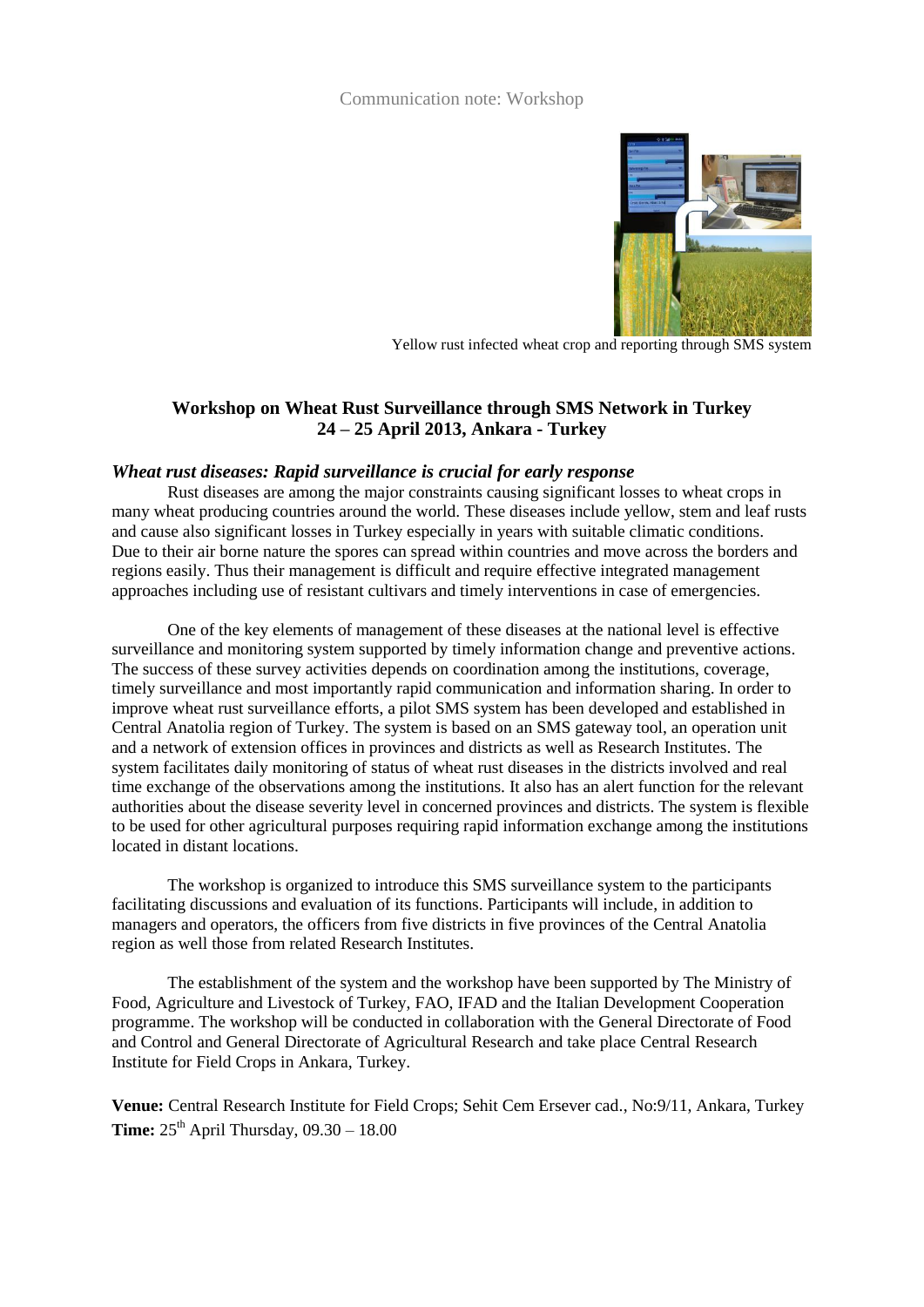Communication note: Workshop

Yellow rust infected wheat crop and reporting through SMS system

## Workshop on Wheat Rust Surveillance through SMS Network in Turkey
## 24 – 25 April 2013, Ankara - Turkey

### *Wheat rust diseases: Rapid surveillance is crucial for early response*

Rust diseases are among the major constraints causing significant losses to wheat crops in many wheat producing countries around the world. These diseases include yellow, stem and leaf rusts and cause also significant losses in Turkey especially in years with suitable climatic conditions. Due to their air borne nature the spores can spread within countries and move across the borders and regions easily. Thus their management is difficult and require effective integrated management approaches including use of resistant cultivars and timely interventions in case of emergencies.

One of the key elements of management of these diseases at the national level is effective surveillance and monitoring system supported by timely information change and preventive actions. The success of these survey activities depends on coordination among the institutions, coverage, timely surveillance and most importantly rapid communication and information sharing. In order to improve wheat rust surveillance efforts, a pilot SMS system has been developed and established in Central Anatolia region of Turkey. The system is based on an SMS gateway tool, an operation unit and a network of extension offices in provinces and districts as well as Research Institutes. The system facilitates daily monitoring of status of wheat rust diseases in the districts involved and real time exchange of the observations among the institutions. It also has an alert function for the relevant authorities about the disease severity level in concerned provinces and districts. The system is flexible to be used for other agricultural purposes requiring rapid information exchange among the institutions located in distant locations.

The workshop is organized to introduce this SMS surveillance system to the participants facilitating discussions and evaluation of its functions. Participants will include, in addition to managers and operators, the officers from five districts in five provinces of the Central Anatolia region as well those from related Research Institutes.

The establishment of the system and the workshop have been supported by The Ministry of Food, Agriculture and Livestock of Turkey, FAO, IFAD and the Italian Development Cooperation programme. The workshop will be conducted in collaboration with the General Directorate of Food and Control and General Directorate of Agricultural Research and take place Central Research Institute for Field Crops in Ankara, Turkey.

**Venue:** Central Research Institute for Field Crops; Sehit Cem Ersever cad., No:9/11, Ankara, Turkey
**Time:** 25th April Thursday, 09.30 – 18.00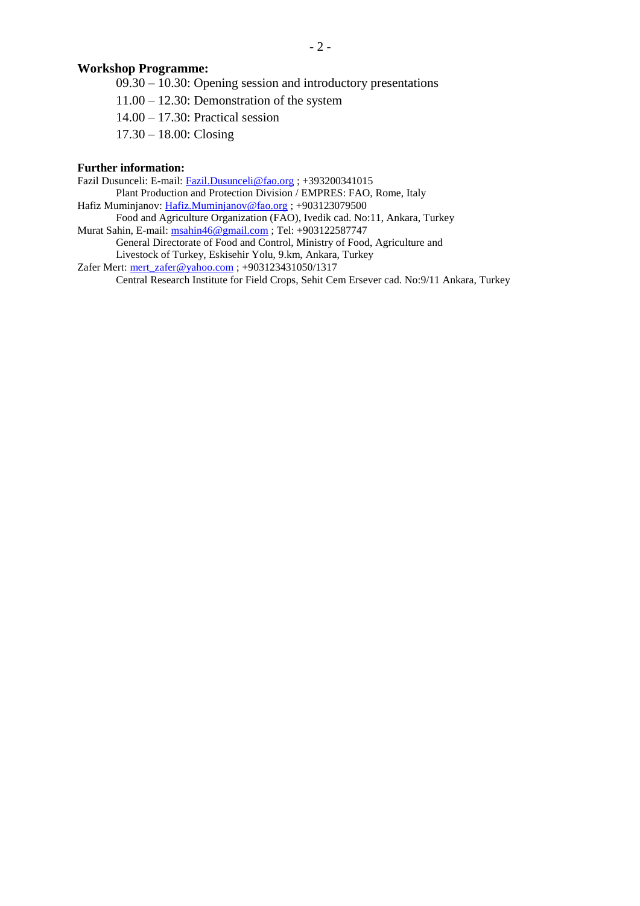**Workshop Programme:**

09.30 – 10.30: Opening session and introductory presentations

11.00 – 12.30: Demonstration of the system

14.00 – 17.30: Practical session

17.30 – 18.00: Closing

**Further information:**

Fazil Dusunceli: E-mail: Fazil.Dusunceli@fao.org ; +393200341015
Plant Production and Protection Division / EMPRES: FAO, Rome, Italy

Hafiz Muminjanov: Hafiz.Muminjanov@fao.org ; +903123079500
Food and Agriculture Organization (FAO), Ivedik cad. No:11, Ankara, Turkey

Murat Sahin, E-mail: msahin46@gmail.com ; Tel: +903122587747
General Directorate of Food and Control, Ministry of Food, Agriculture and Livestock of Turkey, Eskisehir Yolu, 9.km, Ankara, Turkey

Zafer Mert: mert_zafer@yahoo.com ; +903123431050/1317
Central Research Institute for Field Crops, Sehit Cem Ersever cad. No:9/11 Ankara, Turkey